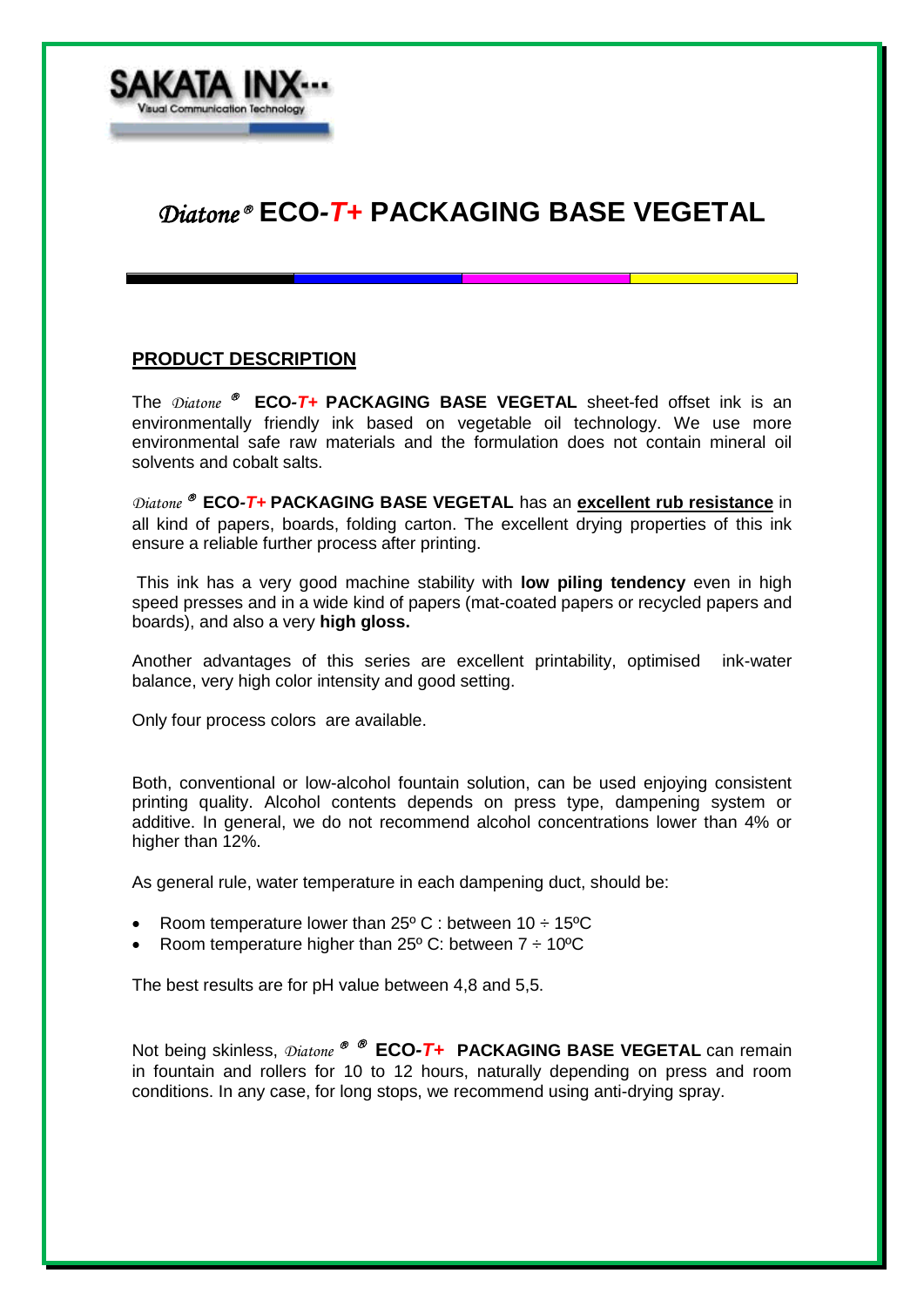SAKATA INX
Visual Communication Technology

# *Diatone*® ECO-*T+* PACKAGING BASE VEGETAL

## PRODUCT DESCRIPTION

The *Diatone* ® **ECO-*T+* PACKAGING BASE VEGETAL** sheet-fed offset ink is an environmentally friendly ink based on vegetable oil technology. We use more environmental safe raw materials and the formulation does not contain mineral oil solvents and cobalt salts.

*Diatone* ® **ECO-*T+* PACKAGING BASE VEGETAL** has an **excellent rub resistance** in all kind of papers, boards, folding carton. The excellent drying properties of this ink ensure a reliable further process after printing.

This ink has a very good machine stability with **low piling tendency** even in high speed presses and in a wide kind of papers (mat-coated papers or recycled papers and boards), and also a very **high gloss.**

Another advantages of this series are excellent printability, optimised ink-water balance, very high color intensity and good setting.

Only four process colors are available.

Both, conventional or low-alcohol fountain solution, can be used enjoying consistent printing quality. Alcohol contents depends on press type, dampening system or additive. In general, we do not recommend alcohol concentrations lower than 4% or higher than 12%.

As general rule, water temperature in each dampening duct, should be:

- Room temperature lower than 25º C : between 10 ÷ 15ºC
- Room temperature higher than 25º C: between 7 ÷ 10ºC

The best results are for pH value between 4,8 and 5,5.

Not being skinless, *Diatone* ® ® **ECO-*T+* PACKAGING BASE VEGETAL** can remain in fountain and rollers for 10 to 12 hours, naturally depending on press and room conditions. In any case, for long stops, we recommend using anti-drying spray.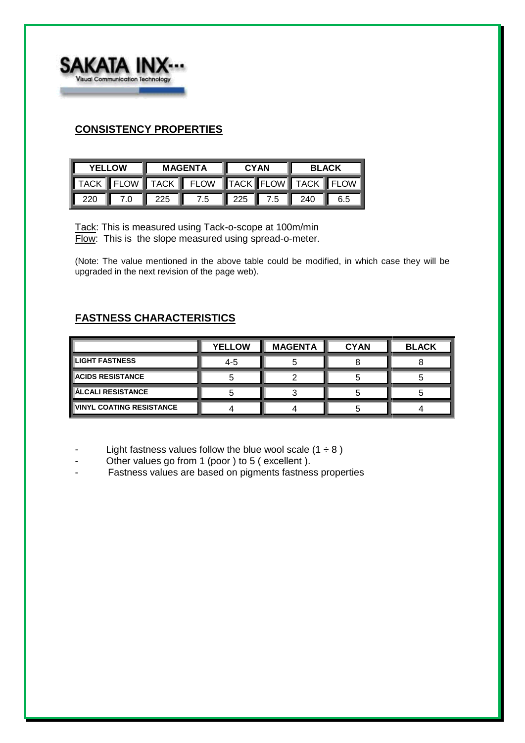## CONSISTENCY PROPERTIES

| YELLOW | | MAGENTA | | CYAN | | BLACK | |
|---|---|---|---|---|---|---|---|
| TACK | FLOW | TACK | FLOW | TACK | FLOW | TACK | FLOW |
| 220 | 7.0 | 225 | 7.5 | 225 | 7.5 | 240 | 6.5 |

Tack: This is measured using Tack-o-scope at 100m/min
Flow: This is the slope measured using spread-o-meter.

(Note: The value mentioned in the above table could be modified, in which case they will be upgraded in the next revision of the page web).

## FASTNESS CHARACTERISTICS

| | YELLOW | MAGENTA | CYAN | BLACK |
|---|---|---|---|---|
| LIGHT FASTNESS | 4-5 | 5 | 8 | 8 |
| ACIDS RESISTANCE | 5 | 2 | 5 | 5 |
| ÁLCALI RESISTANCE | 5 | 3 | 5 | 5 |
| VINYL COATING RESISTANCE | 4 | 4 | 5 | 4 |

- Light fastness values follow the blue wool scale (1 ÷ 8 )
- Other values go from 1 (poor ) to 5 ( excellent ).
- Fastness values are based on pigments fastness properties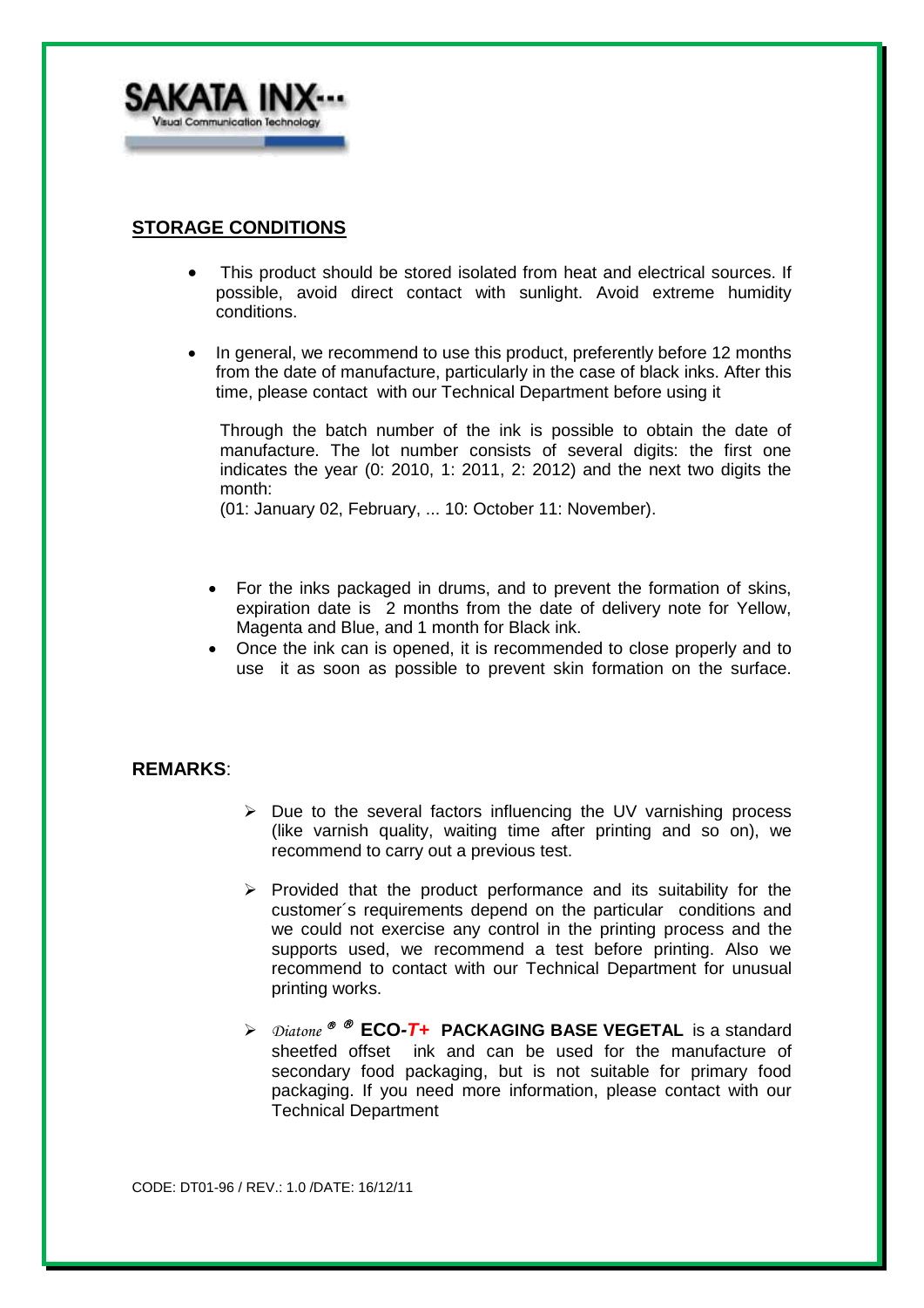SAKATA INX

Visual Communication Technology

## STORAGE CONDITIONS

- This product should be stored isolated from heat and electrical sources. If possible, avoid direct contact with sunlight. Avoid extreme humidity conditions.

- In general, we recommend to use this product, preferently before 12 months from the date of manufacture, particularly in the case of black inks. After this time, please contact with our Technical Department before using it

  Through the batch number of the ink is possible to obtain the date of manufacture. The lot number consists of several digits: the first one indicates the year (0: 2010, 1: 2011, 2: 2012) and the next two digits the month:
  (01: January 02, February, ... 10: October 11: November).

- For the inks packaged in drums, and to prevent the formation of skins, expiration date is 2 months from the date of delivery note for Yellow, Magenta and Blue, and 1 month for Black ink.
- Once the ink can is opened, it is recommended to close properly and to use it as soon as possible to prevent skin formation on the surface.

**REMARKS**:

- Due to the several factors influencing the UV varnishing process (like varnish quality, waiting time after printing and so on), we recommend to carry out a previous test.

- Provided that the product performance and its suitability for the customer´s requirements depend on the particular conditions and we could not exercise any control in the printing process and the supports used, we recommend a test before printing. Also we recommend to contact with our Technical Department for unusual printing works.

- *Diatone* ® ® **ECO-*T+* PACKAGING BASE VEGETAL** is a standard sheetfed offset ink and can be used for the manufacture of secondary food packaging, but is not suitable for primary food packaging. If you need more information, please contact with our Technical Department

CODE: DT01-96 / REV.: 1.0 /DATE: 16/12/11